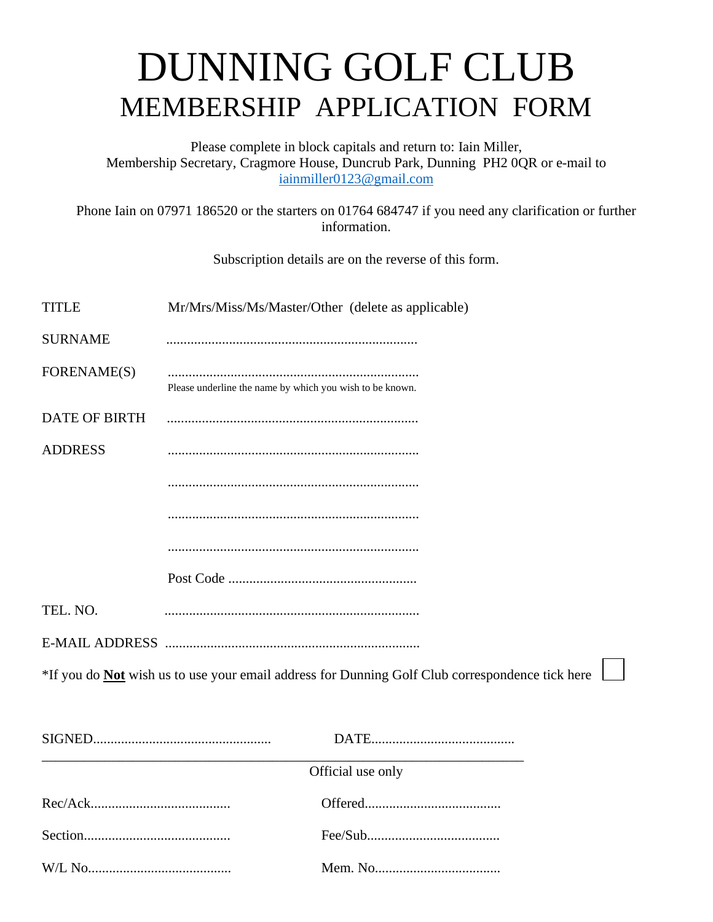# DUNNING GOLF CLUB

## MEMBERSHIP APPLICATION FORM

Please complete in block capitals and return to: Iain Miller, Membership Secretary, Cragmore House, Duncrub Park, Dunning PH2 0QR or e-mail to [iainmiller0123@gmail.com](mailto:iainmiller0123@gmail.com)

Phone Iain on 07971 186520 or the starters on 01764 684747 if you need any clarification or further information.

Subscription details are on the reverse of this form.

TITLE Mr/Mrs/Miss/Ms/Master/Other (delete as applicable)

SURNAME ........................................................................

FORENAME(S) ........................................................................

Please underline the name by which you wish to be known.

DATE OF BIRTH ........................................................................

ADDRESS ........................................................................

........................................................................

........................................................................

........................................................................

Post Code ......................................................

TEL. NO. ........................................................................

E-MAIL ADDRESS ........................................................................

*If you do **Not** wish us to use your email address for Dunning Golf Club correspondence tick here ☐

SIGNED.................................................. DATE.........................................

---

Official use only

Rec/Ack........................................ Offered......................................

Section.......................................... Fee/Sub.....................................

W/L No......................................... Mem. No...................................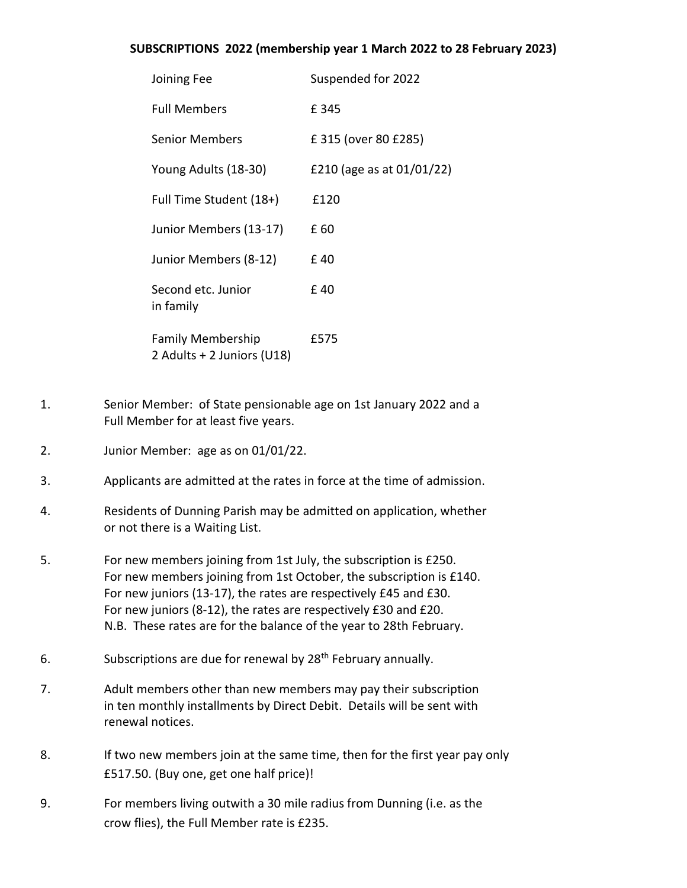**SUBSCRIPTIONS 2022 (membership year 1 March 2022 to 28 February 2023)**

| | |
|---|---|
| Joining Fee | Suspended for 2022 |
| Full Members | £ 345 |
| Senior Members | £ 315 (over 80 £285) |
| Young Adults (18-30) | £210 (age as at 01/01/22) |
| Full Time Student (18+) | £120 |
| Junior Members (13-17) | £ 60 |
| Junior Members (8-12) | £ 40 |
| Second etc. Junior in family | £ 40 |
| Family Membership 2 Adults + 2 Juniors (U18) | £575 |

1. Senior Member: of State pensionable age on 1st January 2022 and a Full Member for at least five years.
2. Junior Member: age as on 01/01/22.
3. Applicants are admitted at the rates in force at the time of admission.
4. Residents of Dunning Parish may be admitted on application, whether or not there is a Waiting List.
5. For new members joining from 1st July, the subscription is £250. For new members joining from 1st October, the subscription is £140. For new juniors (13-17), the rates are respectively £45 and £30. For new juniors (8-12), the rates are respectively £30 and £20. N.B. These rates are for the balance of the year to 28th February.
6. Subscriptions are due for renewal by 28th February annually.
7. Adult members other than new members may pay their subscription in ten monthly installments by Direct Debit. Details will be sent with renewal notices.
8. If two new members join at the same time, then for the first year pay only £517.50. (Buy one, get one half price)!
9. For members living outwith a 30 mile radius from Dunning (i.e. as the crow flies), the Full Member rate is £235.